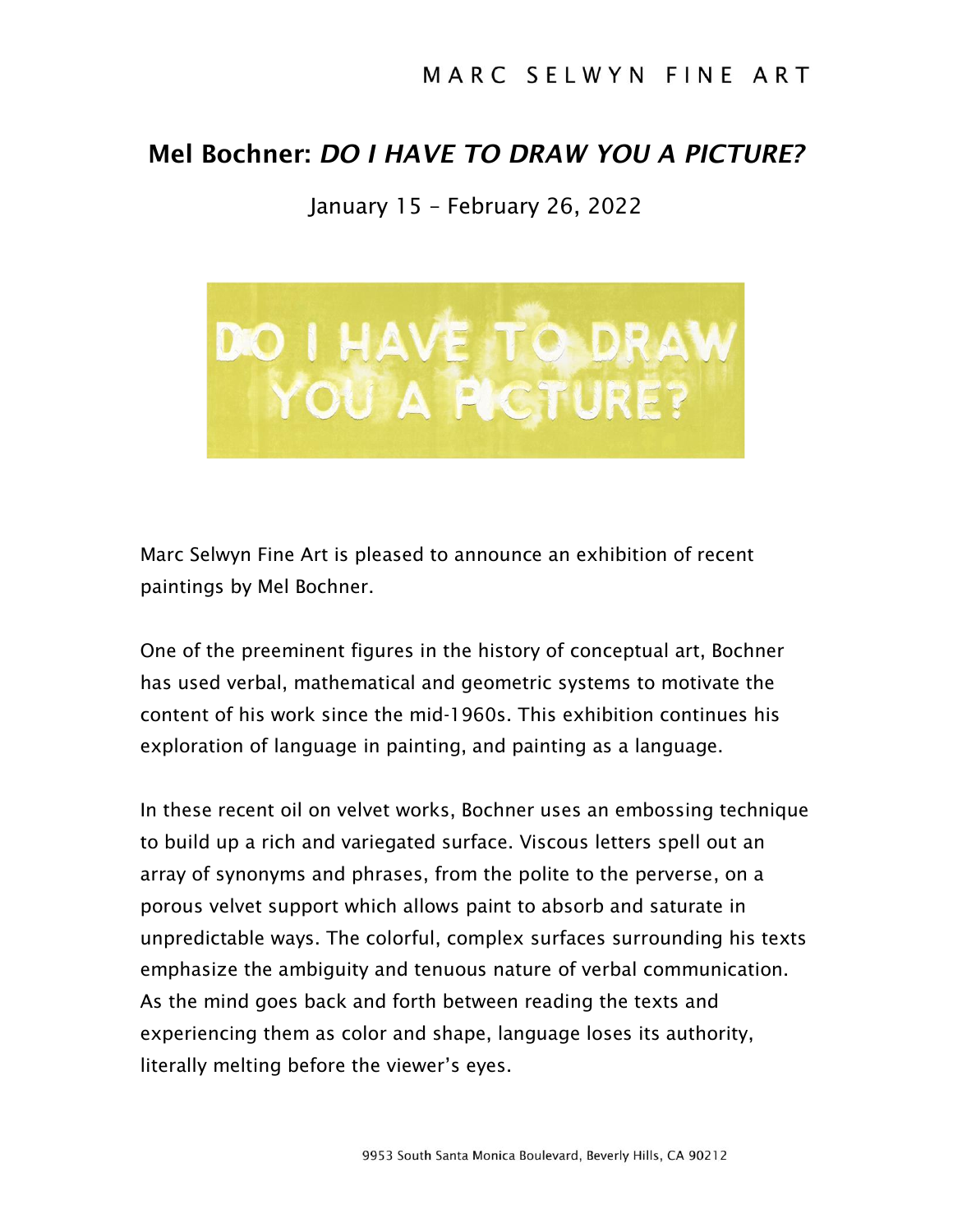MARC SELWYN FINE ART

# Mel Bochner: *DO I HAVE TO DRAW YOU A PICTURE?*

January 15 – February 26, 2022

Marc Selwyn Fine Art is pleased to announce an exhibition of recent paintings by Mel Bochner.

One of the preeminent figures in the history of conceptual art, Bochner has used verbal, mathematical and geometric systems to motivate the content of his work since the mid-1960s. This exhibition continues his exploration of language in painting, and painting as a language.

In these recent oil on velvet works, Bochner uses an embossing technique to build up a rich and variegated surface. Viscous letters spell out an array of synonyms and phrases, from the polite to the perverse, on a porous velvet support which allows paint to absorb and saturate in unpredictable ways. The colorful, complex surfaces surrounding his texts emphasize the ambiguity and tenuous nature of verbal communication. As the mind goes back and forth between reading the texts and experiencing them as color and shape, language loses its authority, literally melting before the viewer's eyes.

9953 South Santa Monica Boulevard, Beverly Hills, CA 90212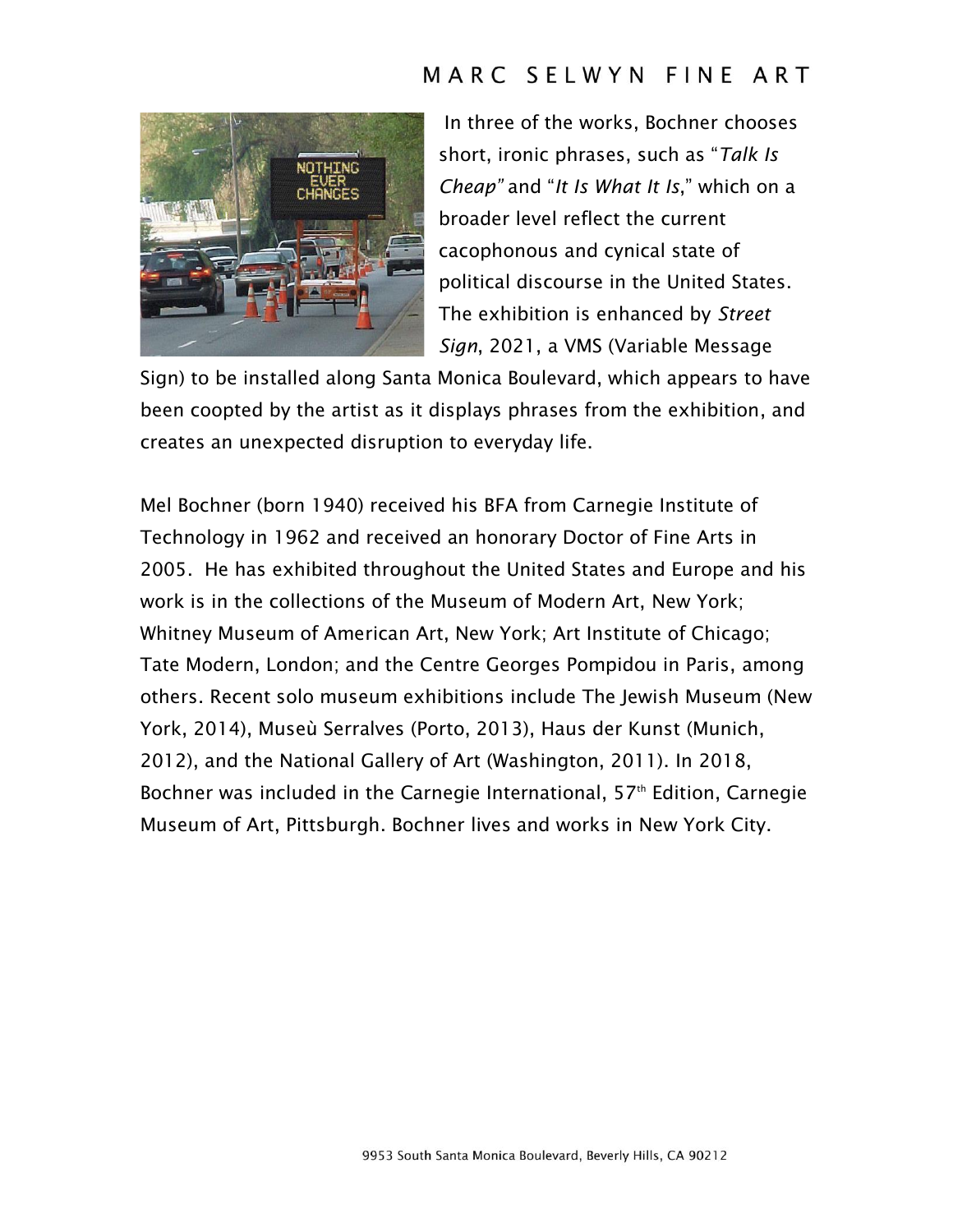In three of the works, Bochner chooses short, ironic phrases, such as "*Talk Is Cheap*" and "*It Is What It Is*," which on a broader level reflect the current cacophonous and cynical state of political discourse in the United States. The exhibition is enhanced by *Street Sign*, 2021, a VMS (Variable Message Sign) to be installed along Santa Monica Boulevard, which appears to have been coopted by the artist as it displays phrases from the exhibition, and creates an unexpected disruption to everyday life.

Mel Bochner (born 1940) received his BFA from Carnegie Institute of Technology in 1962 and received an honorary Doctor of Fine Arts in 2005. He has exhibited throughout the United States and Europe and his work is in the collections of the Museum of Modern Art, New York; Whitney Museum of American Art, New York; Art Institute of Chicago; Tate Modern, London; and the Centre Georges Pompidou in Paris, among others. Recent solo museum exhibitions include The Jewish Museum (New York, 2014), Museù Serralves (Porto, 2013), Haus der Kunst (Munich, 2012), and the National Gallery of Art (Washington, 2011). In 2018, Bochner was included in the Carnegie International, 57th Edition, Carnegie Museum of Art, Pittsburgh. Bochner lives and works in New York City.